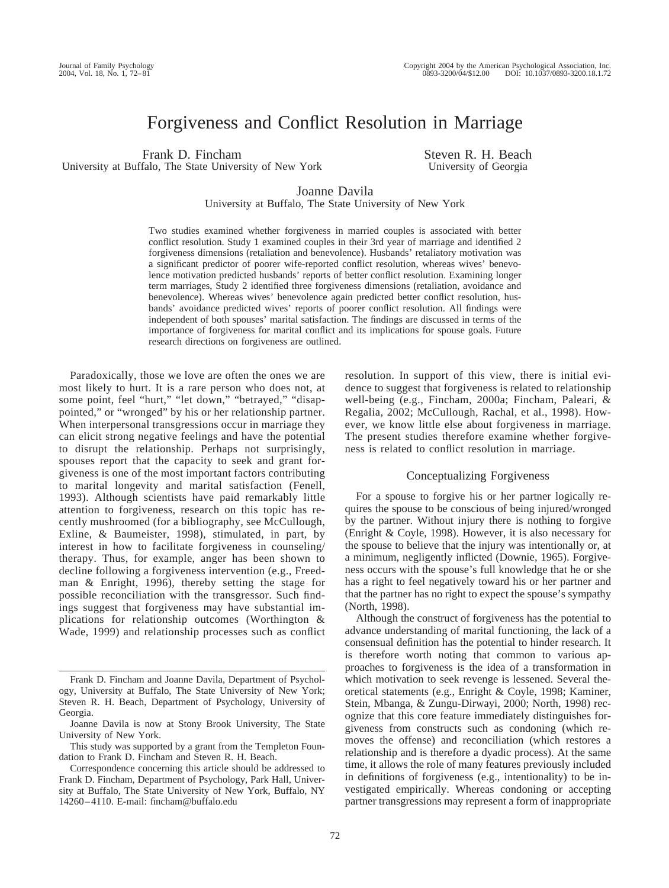# Forgiveness and Conflict Resolution in Marriage

Frank D. Fincham
University at Buffalo, The State University of New York

Steven R. H. Beach
University of Georgia

Joanne Davila
University at Buffalo, The State University of New York

Two studies examined whether forgiveness in married couples is associated with better conflict resolution. Study 1 examined couples in their 3rd year of marriage and identified 2 forgiveness dimensions (retaliation and benevolence). Husbands' retaliatory motivation was a significant predictor of poorer wife-reported conflict resolution, whereas wives' benevolence motivation predicted husbands' reports of better conflict resolution. Examining longer term marriages, Study 2 identified three forgiveness dimensions (retaliation, avoidance and benevolence). Whereas wives' benevolence again predicted better conflict resolution, husbands' avoidance predicted wives' reports of poorer conflict resolution. All findings were independent of both spouses' marital satisfaction. The findings are discussed in terms of the importance of forgiveness for marital conflict and its implications for spouse goals. Future research directions on forgiveness are outlined.

Paradoxically, those we love are often the ones we are most likely to hurt. It is a rare person who does not, at some point, feel "hurt," "let down," "betrayed," "disappointed," or "wronged" by his or her relationship partner. When interpersonal transgressions occur in marriage they can elicit strong negative feelings and have the potential to disrupt the relationship. Perhaps not surprisingly, spouses report that the capacity to seek and grant forgiveness is one of the most important factors contributing to marital longevity and marital satisfaction (Fenell, 1993). Although scientists have paid remarkably little attention to forgiveness, research on this topic has recently mushroomed (for a bibliography, see McCullough, Exline, & Baumeister, 1998), stimulated, in part, by interest in how to facilitate forgiveness in counseling/therapy. Thus, for example, anger has been shown to decline following a forgiveness intervention (e.g., Freedman & Enright, 1996), thereby setting the stage for possible reconciliation with the transgressor. Such findings suggest that forgiveness may have substantial implications for relationship outcomes (Worthington & Wade, 1999) and relationship processes such as conflict resolution. In support of this view, there is initial evidence to suggest that forgiveness is related to relationship well-being (e.g., Fincham, 2000a; Fincham, Paleari, & Regalia, 2002; McCullough, Rachal, et al., 1998). However, we know little else about forgiveness in marriage. The present studies therefore examine whether forgiveness is related to conflict resolution in marriage.

## Conceptualizing Forgiveness

For a spouse to forgive his or her partner logically requires the spouse to be conscious of being injured/wronged by the partner. Without injury there is nothing to forgive (Enright & Coyle, 1998). However, it is also necessary for the spouse to believe that the injury was intentionally or, at a minimum, negligently inflicted (Downie, 1965). Forgiveness occurs with the spouse's full knowledge that he or she has a right to feel negatively toward his or her partner and that the partner has no right to expect the spouse's sympathy (North, 1998).

Although the construct of forgiveness has the potential to advance understanding of marital functioning, the lack of a consensual definition has the potential to hinder research. It is therefore worth noting that common to various approaches to forgiveness is the idea of a transformation in which motivation to seek revenge is lessened. Several theoretical statements (e.g., Enright & Coyle, 1998; Kaminer, Stein, Mbanga, & Zungu-Dirwayi, 2000; North, 1998) recognize that this core feature immediately distinguishes forgiveness from constructs such as condoning (which removes the offense) and reconciliation (which restores a relationship and is therefore a dyadic process). At the same time, it allows the role of many features previously included in definitions of forgiveness (e.g., intentionality) to be investigated empirically. Whereas condoning or accepting partner transgressions may represent a form of inappropriate

---

Frank D. Fincham and Joanne Davila, Department of Psychology, University at Buffalo, The State University of New York; Steven R. H. Beach, Department of Psychology, University of Georgia.

Joanne Davila is now at Stony Brook University, The State University of New York.

This study was supported by a grant from the Templeton Foundation to Frank D. Fincham and Steven R. H. Beach.

Correspondence concerning this article should be addressed to Frank D. Fincham, Department of Psychology, Park Hall, University at Buffalo, The State University of New York, Buffalo, NY 14260–4110. E-mail: fincham@buffalo.edu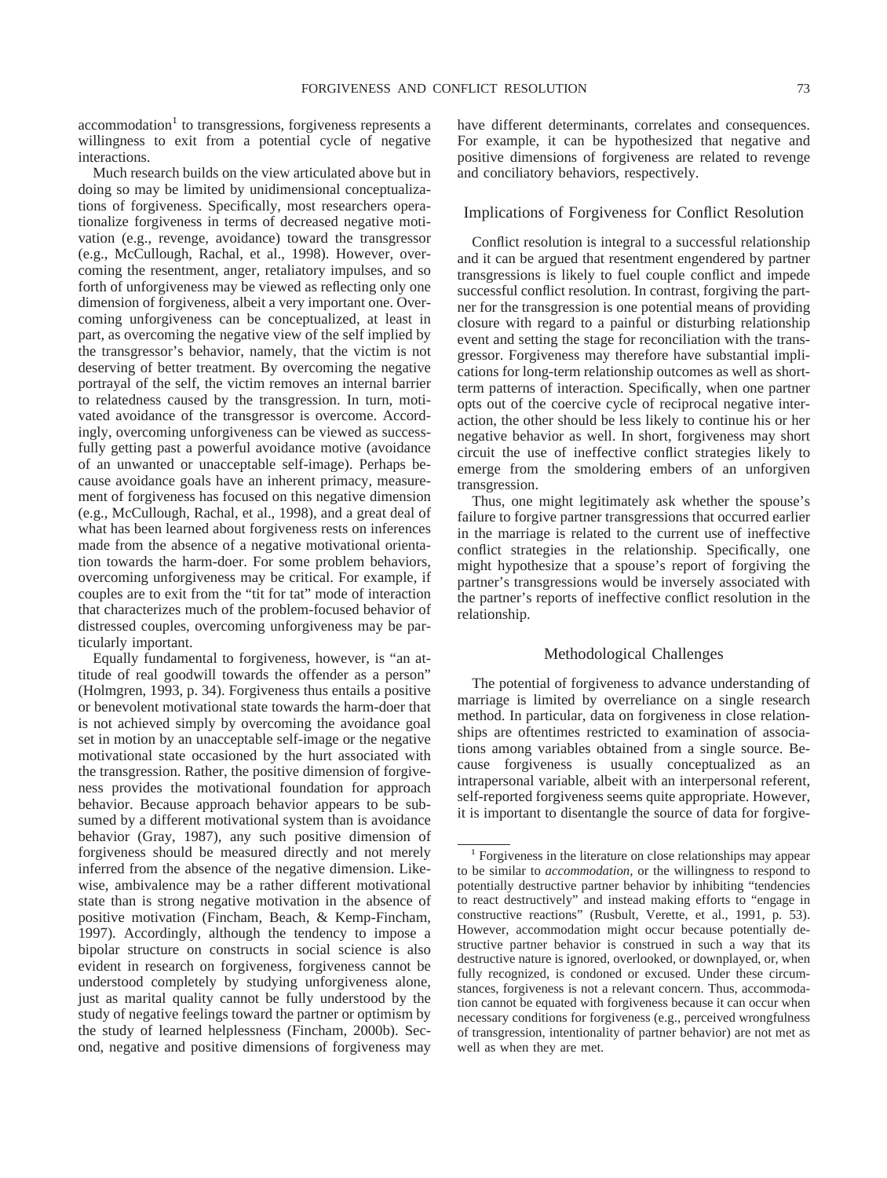accommodation[1] to transgressions, forgiveness represents a willingness to exit from a potential cycle of negative interactions.

Much research builds on the view articulated above but in doing so may be limited by unidimensional conceptualizations of forgiveness. Specifically, most researchers operationalize forgiveness in terms of decreased negative motivation (e.g., revenge, avoidance) toward the transgressor (e.g., McCullough, Rachal, et al., 1998). However, overcoming the resentment, anger, retaliatory impulses, and so forth of unforgiveness may be viewed as reflecting only one dimension of forgiveness, albeit a very important one. Overcoming unforgiveness can be conceptualized, at least in part, as overcoming the negative view of the self implied by the transgressor's behavior, namely, that the victim is not deserving of better treatment. By overcoming the negative portrayal of the self, the victim removes an internal barrier to relatedness caused by the transgression. In turn, motivated avoidance of the transgressor is overcome. Accordingly, overcoming unforgiveness can be viewed as successfully getting past a powerful avoidance motive (avoidance of an unwanted or unacceptable self-image). Perhaps because avoidance goals have an inherent primacy, measurement of forgiveness has focused on this negative dimension (e.g., McCullough, Rachal, et al., 1998), and a great deal of what has been learned about forgiveness rests on inferences made from the absence of a negative motivational orientation towards the harm-doer. For some problem behaviors, overcoming unforgiveness may be critical. For example, if couples are to exit from the "tit for tat" mode of interaction that characterizes much of the problem-focused behavior of distressed couples, overcoming unforgiveness may be particularly important.

Equally fundamental to forgiveness, however, is "an attitude of real goodwill towards the offender as a person" (Holmgren, 1993, p. 34). Forgiveness thus entails a positive or benevolent motivational state towards the harm-doer that is not achieved simply by overcoming the avoidance goal set in motion by an unacceptable self-image or the negative motivational state occasioned by the hurt associated with the transgression. Rather, the positive dimension of forgiveness provides the motivational foundation for approach behavior. Because approach behavior appears to be subsumed by a different motivational system than is avoidance behavior (Gray, 1987), any such positive dimension of forgiveness should be measured directly and not merely inferred from the absence of the negative dimension. Likewise, ambivalence may be a rather different motivational state than is strong negative motivation in the absence of positive motivation (Fincham, Beach, & Kemp-Fincham, 1997). Accordingly, although the tendency to impose a bipolar structure on constructs in social science is also evident in research on forgiveness, forgiveness cannot be understood completely by studying unforgiveness alone, just as marital quality cannot be fully understood by the study of negative feelings toward the partner or optimism by the study of learned helplessness (Fincham, 2000b). Second, negative and positive dimensions of forgiveness may have different determinants, correlates and consequences. For example, it can be hypothesized that negative and positive dimensions of forgiveness are related to revenge and conciliatory behaviors, respectively.

## Implications of Forgiveness for Conflict Resolution

Conflict resolution is integral to a successful relationship and it can be argued that resentment engendered by partner transgressions is likely to fuel couple conflict and impede successful conflict resolution. In contrast, forgiving the partner for the transgression is one potential means of providing closure with regard to a painful or disturbing relationship event and setting the stage for reconciliation with the transgressor. Forgiveness may therefore have substantial implications for long-term relationship outcomes as well as short-term patterns of interaction. Specifically, when one partner opts out of the coercive cycle of reciprocal negative interaction, the other should be less likely to continue his or her negative behavior as well. In short, forgiveness may short circuit the use of ineffective conflict strategies likely to emerge from the smoldering embers of an unforgiven transgression.

Thus, one might legitimately ask whether the spouse's failure to forgive partner transgressions that occurred earlier in the marriage is related to the current use of ineffective conflict strategies in the relationship. Specifically, one might hypothesize that a spouse's report of forgiving the partner's transgressions would be inversely associated with the partner's reports of ineffective conflict resolution in the relationship.

## Methodological Challenges

The potential of forgiveness to advance understanding of marriage is limited by overreliance on a single research method. In particular, data on forgiveness in close relationships are oftentimes restricted to examination of associations among variables obtained from a single source. Because forgiveness is usually conceptualized as an intrapersonal variable, albeit with an interpersonal referent, self-reported forgiveness seems quite appropriate. However, it is important to disentangle the source of data for forgive-

[1] Forgiveness in the literature on close relationships may appear to be similar to *accommodation*, or the willingness to respond to potentially destructive partner behavior by inhibiting "tendencies to react destructively" and instead making efforts to "engage in constructive reactions" (Rusbult, Verette, et al., 1991, p. 53). However, accommodation might occur because potentially destructive partner behavior is construed in such a way that its destructive nature is ignored, overlooked, or downplayed, or, when fully recognized, is condoned or excused. Under these circumstances, forgiveness is not a relevant concern. Thus, accommodation cannot be equated with forgiveness because it can occur when necessary conditions for forgiveness (e.g., perceived wrongfulness of transgression, intentionality of partner behavior) are not met as well as when they are met.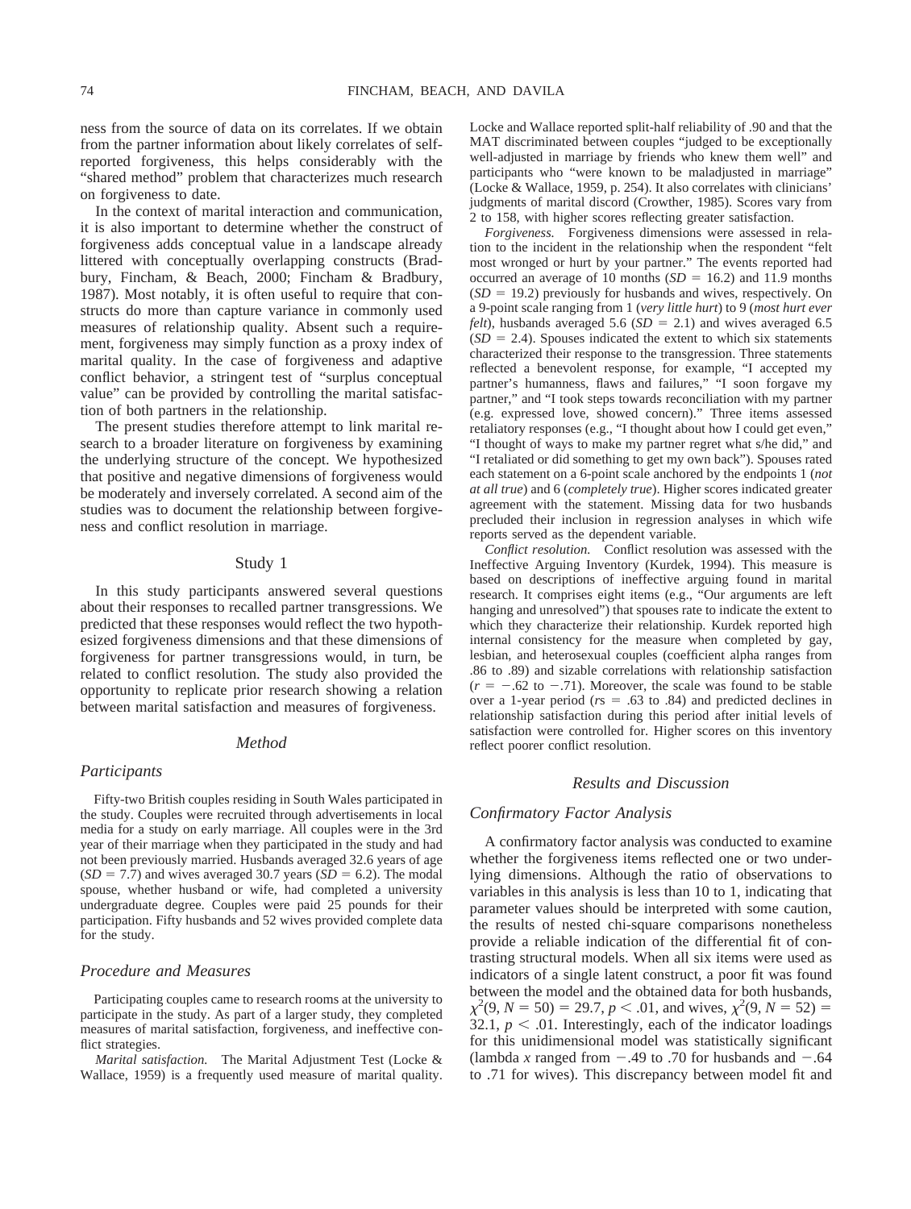ness from the source of data on its correlates. If we obtain from the partner information about likely correlates of self-reported forgiveness, this helps considerably with the "shared method" problem that characterizes much research on forgiveness to date.

In the context of marital interaction and communication, it is also important to determine whether the construct of forgiveness adds conceptual value in a landscape already littered with conceptually overlapping constructs (Bradbury, Fincham, & Beach, 2000; Fincham & Bradbury, 1987). Most notably, it is often useful to require that constructs do more than capture variance in commonly used measures of relationship quality. Absent such a requirement, forgiveness may simply function as a proxy index of marital quality. In the case of forgiveness and adaptive conflict behavior, a stringent test of "surplus conceptual value" can be provided by controlling the marital satisfaction of both partners in the relationship.

The present studies therefore attempt to link marital research to a broader literature on forgiveness by examining the underlying structure of the concept. We hypothesized that positive and negative dimensions of forgiveness would be moderately and inversely correlated. A second aim of the studies was to document the relationship between forgiveness and conflict resolution in marriage.

## Study 1

In this study participants answered several questions about their responses to recalled partner transgressions. We predicted that these responses would reflect the two hypothesized forgiveness dimensions and that these dimensions of forgiveness for partner transgressions would, in turn, be related to conflict resolution. The study also provided the opportunity to replicate prior research showing a relation between marital satisfaction and measures of forgiveness.

### Method

#### Participants

Fifty-two British couples residing in South Wales participated in the study. Couples were recruited through advertisements in local media for a study on early marriage. All couples were in the 3rd year of their marriage when they participated in the study and had not been previously married. Husbands averaged 32.6 years of age ($SD = 7.7$) and wives averaged 30.7 years ($SD = 6.2$). The modal spouse, whether husband or wife, had completed a university undergraduate degree. Couples were paid 25 pounds for their participation. Fifty husbands and 52 wives provided complete data for the study.

#### Procedure and Measures

Participating couples came to research rooms at the university to participate in the study. As part of a larger study, they completed measures of marital satisfaction, forgiveness, and ineffective conflict strategies.

*Marital satisfaction.* The Marital Adjustment Test (Locke & Wallace, 1959) is a frequently used measure of marital quality. Locke and Wallace reported split-half reliability of .90 and that the MAT discriminated between couples "judged to be exceptionally well-adjusted in marriage by friends who knew them well" and participants who "were known to be maladjusted in marriage" (Locke & Wallace, 1959, p. 254). It also correlates with clinicians' judgments of marital discord (Crowther, 1985). Scores vary from 2 to 158, with higher scores reflecting greater satisfaction.

*Forgiveness.* Forgiveness dimensions were assessed in relation to the incident in the relationship when the respondent "felt most wronged or hurt by your partner." The events reported had occurred an average of 10 months ($SD = 16.2$) and 11.9 months ($SD = 19.2$) previously for husbands and wives, respectively. On a 9-point scale ranging from 1 (*very little hurt*) to 9 (*most hurt ever felt*), husbands averaged 5.6 ($SD = 2.1$) and wives averaged 6.5 ($SD = 2.4$). Spouses indicated the extent to which six statements characterized their response to the transgression. Three statements reflected a benevolent response, for example, "I accepted my partner's humanness, flaws and failures," "I soon forgave my partner," and "I took steps towards reconciliation with my partner (e.g. expressed love, showed concern)." Three items assessed retaliatory responses (e.g., "I thought about how I could get even," "I thought of ways to make my partner regret what s/he did," and "I retaliated or did something to get my own back"). Spouses rated each statement on a 6-point scale anchored by the endpoints 1 (*not at all true*) and 6 (*completely true*). Higher scores indicated greater agreement with the statement. Missing data for two husbands precluded their inclusion in regression analyses in which wife reports served as the dependent variable.

*Conflict resolution.* Conflict resolution was assessed with the Ineffective Arguing Inventory (Kurdek, 1994). This measure is based on descriptions of ineffective arguing found in marital research. It comprises eight items (e.g., "Our arguments are left hanging and unresolved") that spouses rate to indicate the extent to which they characterize their relationship. Kurdek reported high internal consistency for the measure when completed by gay, lesbian, and heterosexual couples (coefficient alpha ranges from .86 to .89) and sizable correlations with relationship satisfaction ($r = -.62$ to $-.71$). Moreover, the scale was found to be stable over a 1-year period ($r$s $= .63$ to $.84$) and predicted declines in relationship satisfaction during this period after initial levels of satisfaction were controlled for. Higher scores on this inventory reflect poorer conflict resolution.

### Results and Discussion

#### Confirmatory Factor Analysis

A confirmatory factor analysis was conducted to examine whether the forgiveness items reflected one or two underlying dimensions. Although the ratio of observations to variables in this analysis is less than 10 to 1, indicating that parameter values should be interpreted with some caution, the results of nested chi-square comparisons nonetheless provide a reliable indication of the differential fit of contrasting structural models. When all six items were used as indicators of a single latent construct, a poor fit was found between the model and the obtained data for both husbands, $\chi^2(9, N = 50) = 29.7, p < .01$, and wives, $\chi^2(9, N = 52) = 32.1, p < .01$. Interestingly, each of the indicator loadings for this unidimensional model was statistically significant (lambda $x$ ranged from $-.49$ to $.70$ for husbands and $-.64$ to $.71$ for wives). This discrepancy between model fit and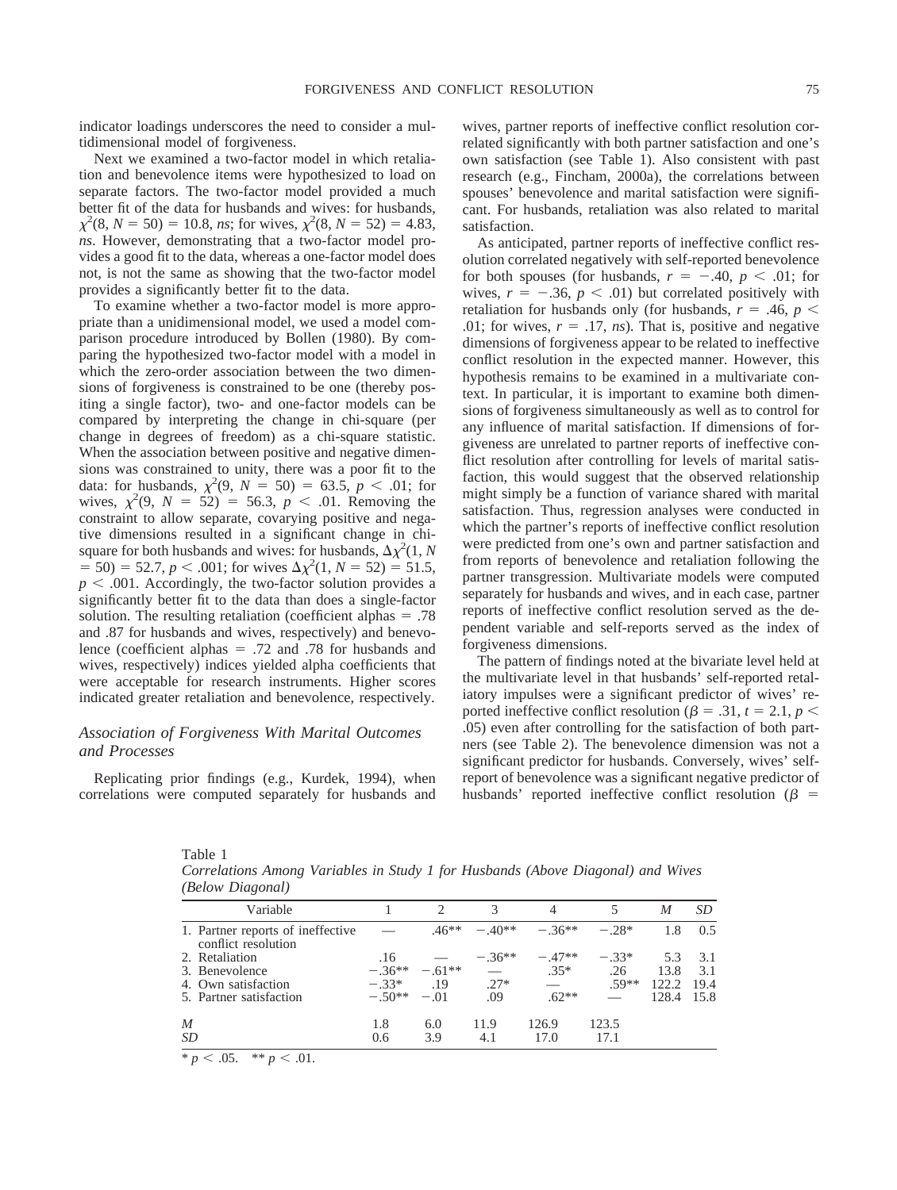indicator loadings underscores the need to consider a multidimensional model of forgiveness.

Next we examined a two-factor model in which retaliation and benevolence items were hypothesized to load on separate factors. The two-factor model provided a much better fit of the data for husbands and wives: for husbands, $\chi^2(8, N = 50) = 10.8$, *ns*; for wives, $\chi^2(8, N = 52) = 4.83$, *ns*. However, demonstrating that a two-factor model provides a good fit to the data, whereas a one-factor model does not, is not the same as showing that the two-factor model provides a significantly better fit to the data.

To examine whether a two-factor model is more appropriate than a unidimensional model, we used a model comparison procedure introduced by Bollen (1980). By comparing the hypothesized two-factor model with a model in which the zero-order association between the two dimensions of forgiveness is constrained to be one (thereby positing a single factor), two- and one-factor models can be compared by interpreting the change in chi-square (per change in degrees of freedom) as a chi-square statistic. When the association between positive and negative dimensions was constrained to unity, there was a poor fit to the data: for husbands, $\chi^2(9, N = 50) = 63.5$, $p < .01$; for wives, $\chi^2(9, N = 52) = 56.3$, $p < .01$. Removing the constraint to allow separate, covarying positive and negative dimensions resulted in a significant change in chi-square for both husbands and wives: for husbands, $\Delta\chi^2(1, N = 50) = 52.7$, $p < .001$; for wives $\Delta\chi^2(1, N = 52) = 51.5$, $p < .001$. Accordingly, the two-factor solution provides a significantly better fit to the data than does a single-factor solution. The resulting retaliation (coefficient alphas = .78 and .87 for husbands and wives, respectively) and benevolence (coefficient alphas = .72 and .78 for husbands and wives, respectively) indices yielded alpha coefficients that were acceptable for research instruments. Higher scores indicated greater retaliation and benevolence, respectively.

### *Association of Forgiveness With Marital Outcomes and Processes*

Replicating prior findings (e.g., Kurdek, 1994), when correlations were computed separately for husbands and wives, partner reports of ineffective conflict resolution correlated significantly with both partner satisfaction and one's own satisfaction (see Table 1). Also consistent with past research (e.g., Fincham, 2000a), the correlations between spouses' benevolence and marital satisfaction were significant. For husbands, retaliation was also related to marital satisfaction.

As anticipated, partner reports of ineffective conflict resolution correlated negatively with self-reported benevolence for both spouses (for husbands, $r = -.40$, $p < .01$; for wives, $r = -.36$, $p < .01$) but correlated positively with retaliation for husbands only (for husbands, $r = .46$, $p < .01$; for wives, $r = .17$, *ns*). That is, positive and negative dimensions of forgiveness appear to be related to ineffective conflict resolution in the expected manner. However, this hypothesis remains to be examined in a multivariate context. In particular, it is important to examine both dimensions of forgiveness simultaneously as well as to control for any influence of marital satisfaction. If dimensions of forgiveness are unrelated to partner reports of ineffective conflict resolution after controlling for levels of marital satisfaction, this would suggest that the observed relationship might simply be a function of variance shared with marital satisfaction. Thus, regression analyses were conducted in which the partner's reports of ineffective conflict resolution were predicted from one's own and partner satisfaction and from reports of benevolence and retaliation following the partner transgression. Multivariate models were computed separately for husbands and wives, and in each case, partner reports of ineffective conflict resolution served as the dependent variable and self-reports served as the index of forgiveness dimensions.

The pattern of findings noted at the bivariate level held at the multivariate level in that husbands' self-reported retaliatory impulses were a significant predictor of wives' reported ineffective conflict resolution ($\beta = .31$, $t = 2.1$, $p < .05$) even after controlling for the satisfaction of both partners (see Table 2). The benevolence dimension was not a significant predictor for husbands. Conversely, wives' self-report of benevolence was a significant negative predictor of husbands' reported ineffective conflict resolution ($\beta$ =

Table 1
*Correlations Among Variables in Study 1 for Husbands (Above Diagonal) and Wives (Below Diagonal)*

| Variable | 1 | 2 | 3 | 4 | 5 | *M* | *SD* |
|---|---|---|---|---|---|---|---|
| 1. Partner reports of ineffective conflict resolution | — | .46** | −.40** | −.36** | −.28* | 1.8 | 0.5 |
| 2. Retaliation | .16 | — | −.36** | −.47** | −.33* | 5.3 | 3.1 |
| 3. Benevolence | −.36** | −.61** | — | .35* | .26 | 13.8 | 3.1 |
| 4. Own satisfaction | −.33* | .19 | .27* | — | .59** | 122.2 | 19.4 |
| 5. Partner satisfaction | −.50** | −.01 | .09 | .62** | — | 128.4 | 15.8 |
| *M* | 1.8 | 6.0 | 11.9 | 126.9 | 123.5 | | |
| *SD* | 0.6 | 3.9 | 4.1 | 17.0 | 17.1 | | |

* $p < .05$. ** $p < .01$.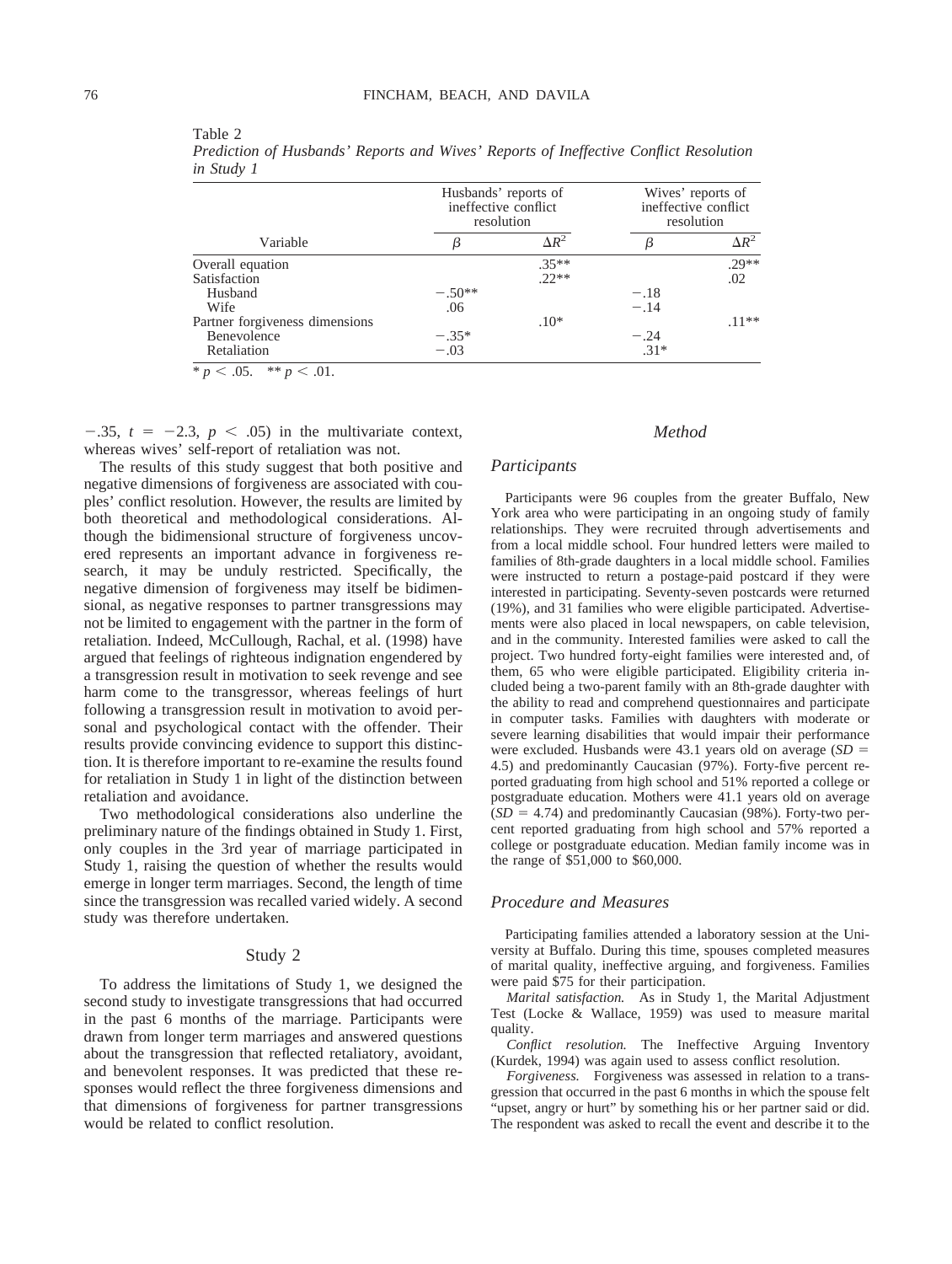Table 2
*Prediction of Husbands' Reports and Wives' Reports of Ineffective Conflict Resolution in Study 1*

| Variable | Husbands' reports of ineffective conflict resolution | | Wives' reports of ineffective conflict resolution | |
|---|---|---|---|---|
| | $\beta$ | $\Delta R^2$ | $\beta$ | $\Delta R^2$ |
| Overall equation | | .35** | | .29** |
| Satisfaction | | .22** | | .02 |
| Husband | −.50** | | −.18 | |
| Wife | .06 | | −.14 | |
| Partner forgiveness dimensions | | .10* | | .11** |
| Benevolence | −.35* | | −.24 | |
| Retaliation | −.03 | | .31* | |

\* $p < .05$. \*\* $p < .01$.

−.35, $t = -2.3$, $p < .05$) in the multivariate context, whereas wives' self-report of retaliation was not.

The results of this study suggest that both positive and negative dimensions of forgiveness are associated with couples' conflict resolution. However, the results are limited by both theoretical and methodological considerations. Although the bidimensional structure of forgiveness uncovered represents an important advance in forgiveness research, it may be unduly restricted. Specifically, the negative dimension of forgiveness may itself be bidimensional, as negative responses to partner transgressions may not be limited to engagement with the partner in the form of retaliation. Indeed, McCullough, Rachal, et al. (1998) have argued that feelings of righteous indignation engendered by a transgression result in motivation to seek revenge and see harm come to the transgressor, whereas feelings of hurt following a transgression result in motivation to avoid personal and psychological contact with the offender. Their results provide convincing evidence to support this distinction. It is therefore important to re-examine the results found for retaliation in Study 1 in light of the distinction between retaliation and avoidance.

Two methodological considerations also underline the preliminary nature of the findings obtained in Study 1. First, only couples in the 3rd year of marriage participated in Study 1, raising the question of whether the results would emerge in longer term marriages. Second, the length of time since the transgression was recalled varied widely. A second study was therefore undertaken.

## Study 2

To address the limitations of Study 1, we designed the second study to investigate transgressions that had occurred in the past 6 months of the marriage. Participants were drawn from longer term marriages and answered questions about the transgression that reflected retaliatory, avoidant, and benevolent responses. It was predicted that these responses would reflect the three forgiveness dimensions and that dimensions of forgiveness for partner transgressions would be related to conflict resolution.

### *Method*

#### *Participants*

Participants were 96 couples from the greater Buffalo, New York area who were participating in an ongoing study of family relationships. They were recruited through advertisements and from a local middle school. Four hundred letters were mailed to families of 8th-grade daughters in a local middle school. Families were instructed to return a postage-paid postcard if they were interested in participating. Seventy-seven postcards were returned (19%), and 31 families who were eligible participated. Advertisements were also placed in local newspapers, on cable television, and in the community. Interested families were asked to call the project. Two hundred forty-eight families were interested and, of them, 65 who were eligible participated. Eligibility criteria included being a two-parent family with an 8th-grade daughter with the ability to read and comprehend questionnaires and participate in computer tasks. Families with daughters with moderate or severe learning disabilities that would impair their performance were excluded. Husbands were 43.1 years old on average ($SD$ = 4.5) and predominantly Caucasian (97%). Forty-five percent reported graduating from high school and 51% reported a college or postgraduate education. Mothers were 41.1 years old on average ($SD$ = 4.74) and predominantly Caucasian (98%). Forty-two percent reported graduating from high school and 57% reported a college or postgraduate education. Median family income was in the range of $51,000 to $60,000.

#### *Procedure and Measures*

Participating families attended a laboratory session at the University at Buffalo. During this time, spouses completed measures of marital quality, ineffective arguing, and forgiveness. Families were paid $75 for their participation.

*Marital satisfaction.* As in Study 1, the Marital Adjustment Test (Locke & Wallace, 1959) was used to measure marital quality.

*Conflict resolution.* The Ineffective Arguing Inventory (Kurdek, 1994) was again used to assess conflict resolution.

*Forgiveness.* Forgiveness was assessed in relation to a transgression that occurred in the past 6 months in which the spouse felt "upset, angry or hurt" by something his or her partner said or did. The respondent was asked to recall the event and describe it to the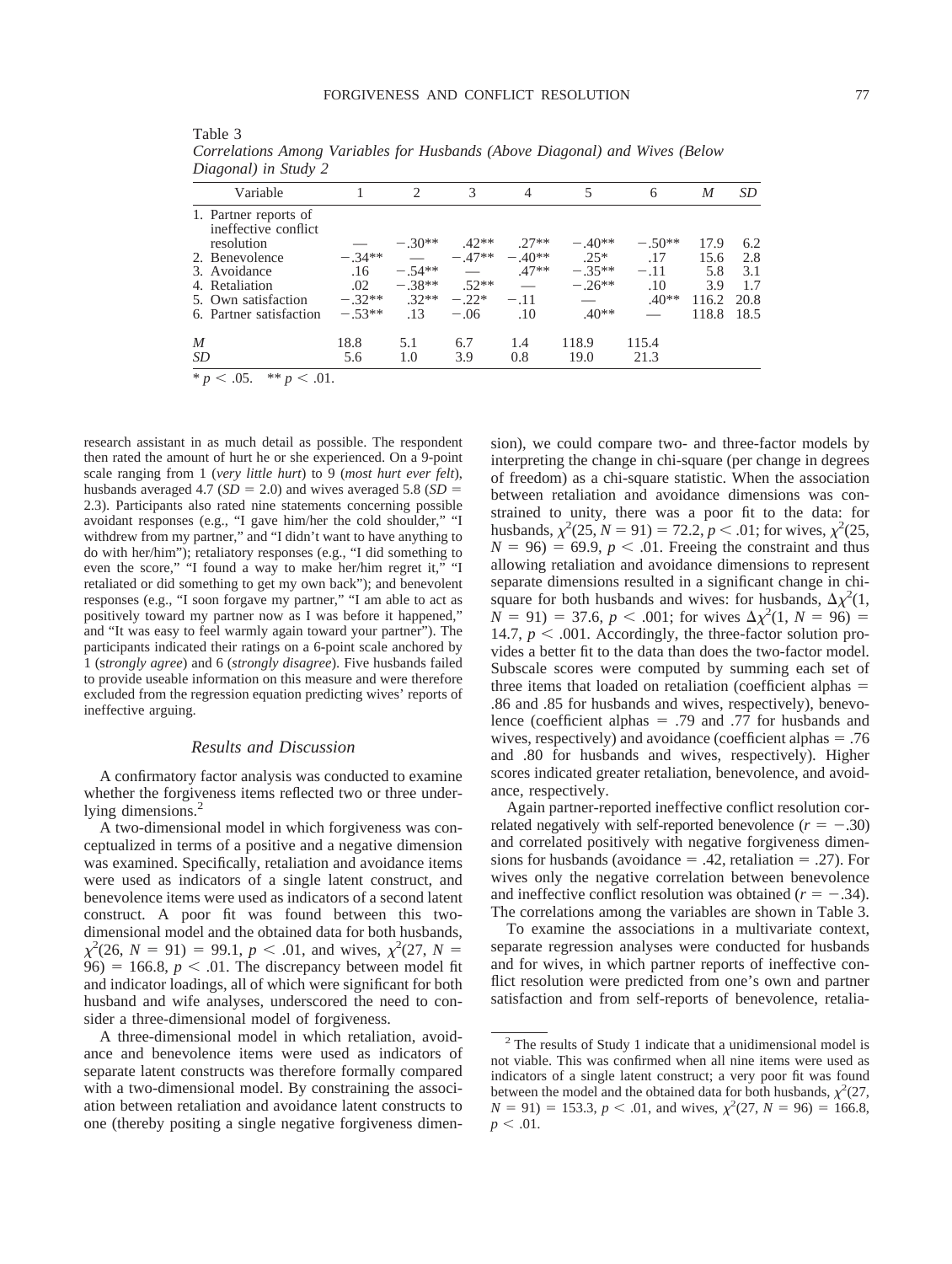Table 3
*Correlations Among Variables for Husbands (Above Diagonal) and Wives (Below Diagonal) in Study 2*

| Variable | 1 | 2 | 3 | 4 | 5 | 6 | *M* | *SD* |
|---|---|---|---|---|---|---|---|---|
| 1. Partner reports of ineffective conflict resolution | — | −.30** | .42** | .27** | −.40** | −.50** | 17.9 | 6.2 |
| 2. Benevolence | −.34** | — | −.47** | −.40** | .25* | .17 | 15.6 | 2.8 |
| 3. Avoidance | .16 | −.54** | — | .47** | −.35** | −.11 | 5.8 | 3.1 |
| 4. Retaliation | .02 | −.38** | .52** | — | −.26** | .10 | 3.9 | 1.7 |
| 5. Own satisfaction | −.32** | .32** | −.22* | −.11 | — | .40** | 116.2 | 20.8 |
| 6. Partner satisfaction | −.53** | .13 | −.06 | .10 | .40** | — | 118.8 | 18.5 |
| *M* | 18.8 | 5.1 | 6.7 | 1.4 | 118.9 | 115.4 | | |
| *SD* | 5.6 | 1.0 | 3.9 | 0.8 | 19.0 | 21.3 | | |

* $p < .05$. ** $p < .01$.

research assistant in as much detail as possible. The respondent then rated the amount of hurt he or she experienced. On a 9-point scale ranging from 1 (*very little hurt*) to 9 (*most hurt ever felt*), husbands averaged 4.7 ($SD = 2.0$) and wives averaged 5.8 ($SD = 2.3$). Participants also rated nine statements concerning possible avoidant responses (e.g., "I gave him/her the cold shoulder," "I withdrew from my partner," and "I didn't want to have anything to do with her/him"); retaliatory responses (e.g., "I did something to even the score," "I found a way to make her/him regret it," "I retaliated or did something to get my own back"); and benevolent responses (e.g., "I soon forgave my partner," "I am able to act as positively toward my partner now as I was before it happened," and "It was easy to feel warmly again toward your partner"). The participants indicated their ratings on a 6-point scale anchored by 1 (*strongly agree*) and 6 (*strongly disagree*). Five husbands failed to provide useable information on this measure and were therefore excluded from the regression equation predicting wives' reports of ineffective arguing.

### Results and Discussion

A confirmatory factor analysis was conducted to examine whether the forgiveness items reflected two or three underlying dimensions.[2]

A two-dimensional model in which forgiveness was conceptualized in terms of a positive and a negative dimension was examined. Specifically, retaliation and avoidance items were used as indicators of a single latent construct, and benevolence items were used as indicators of a second latent construct. A poor fit was found between this two-dimensional model and the obtained data for both husbands, $\chi^2(26, N = 91) = 99.1$, $p < .01$, and wives, $\chi^2(27, N = 96) = 166.8$, $p < .01$. The discrepancy between model fit and indicator loadings, all of which were significant for both husband and wife analyses, underscored the need to consider a three-dimensional model of forgiveness.

A three-dimensional model in which retaliation, avoidance and benevolence items were used as indicators of separate latent constructs was therefore formally compared with a two-dimensional model. By constraining the association between retaliation and avoidance latent constructs to one (thereby positing a single negative forgiveness dimension), we could compare two- and three-factor models by interpreting the change in chi-square (per change in degrees of freedom) as a chi-square statistic. When the association between retaliation and avoidance dimensions was constrained to unity, there was a poor fit to the data: for husbands, $\chi^2(25, N = 91) = 72.2$, $p < .01$; for wives, $\chi^2(25, N = 96) = 69.9$, $p < .01$. Freeing the constraint and thus allowing retaliation and avoidance dimensions to represent separate dimensions resulted in a significant change in chi-square for both husbands and wives: for husbands, $\Delta\chi^2(1, N = 91) = 37.6$, $p < .001$; for wives $\Delta\chi^2(1, N = 96) = 14.7$, $p < .001$. Accordingly, the three-factor solution provides a better fit to the data than does the two-factor model. Subscale scores were computed by summing each set of three items that loaded on retaliation (coefficient alphas = .86 and .85 for husbands and wives, respectively), benevolence (coefficient alphas = .79 and .77 for husbands and wives, respectively) and avoidance (coefficient alphas = .76 and .80 for husbands and wives, respectively). Higher scores indicated greater retaliation, benevolence, and avoidance, respectively.

Again partner-reported ineffective conflict resolution correlated negatively with self-reported benevolence ($r = -.30$) and correlated positively with negative forgiveness dimensions for husbands (avoidance = .42, retaliation = .27). For wives only the negative correlation between benevolence and ineffective conflict resolution was obtained ($r = -.34$). The correlations among the variables are shown in Table 3.

To examine the associations in a multivariate context, separate regression analyses were conducted for husbands and for wives, in which partner reports of ineffective conflict resolution were predicted from one's own and partner satisfaction and from self-reports of benevolence, retalia-

[2] The results of Study 1 indicate that a unidimensional model is not viable. This was confirmed when all nine items were used as indicators of a single latent construct; a very poor fit was found between the model and the obtained data for both husbands, $\chi^2(27, N = 91) = 153.3$, $p < .01$, and wives, $\chi^2(27, N = 96) = 166.8$, $p < .01$.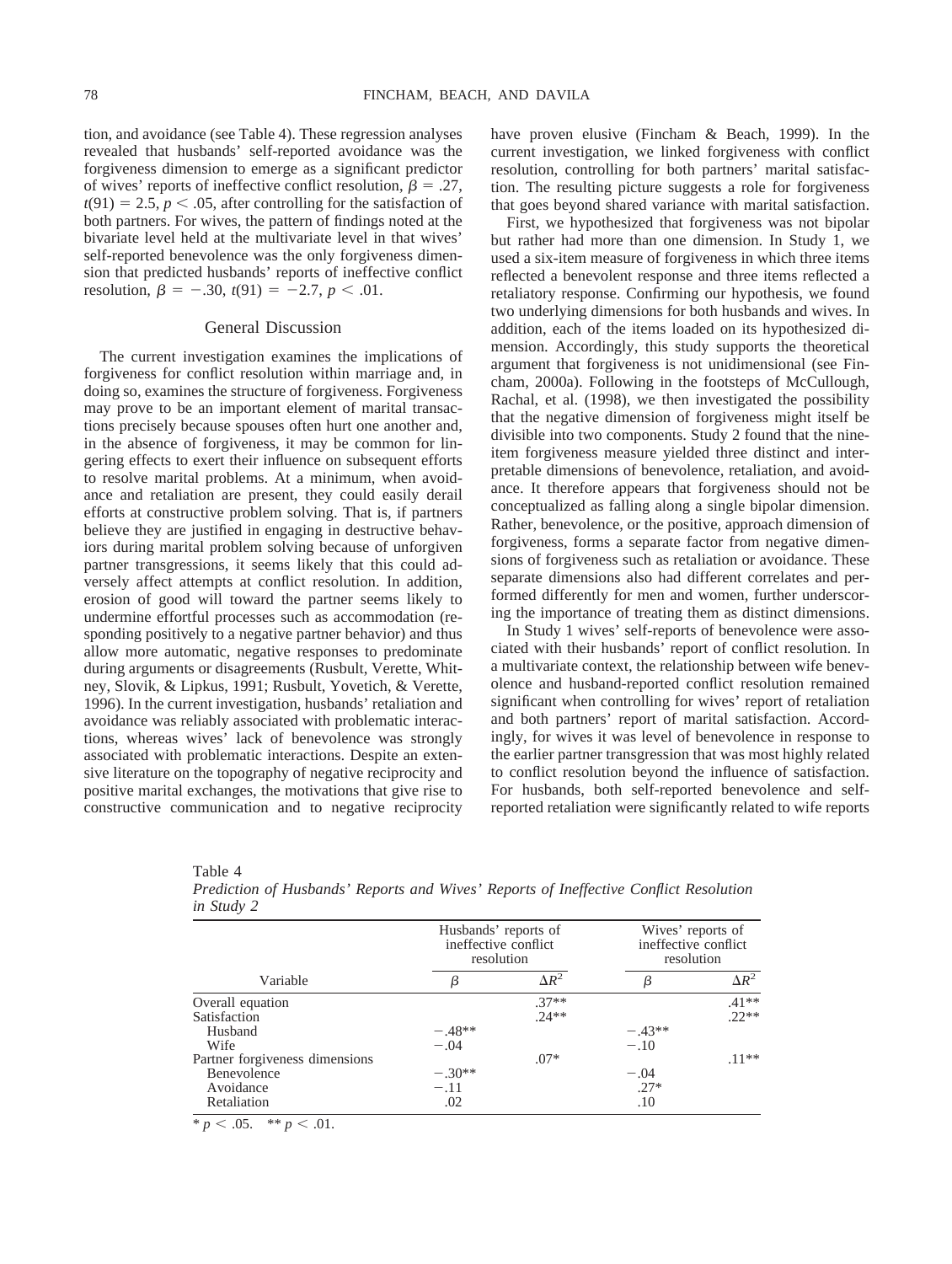tion, and avoidance (see Table 4). These regression analyses revealed that husbands' self-reported avoidance was the forgiveness dimension to emerge as a significant predictor of wives' reports of ineffective conflict resolution, $\beta = .27$, $t(91) = 2.5$, $p < .05$, after controlling for the satisfaction of both partners. For wives, the pattern of findings noted at the bivariate level held at the multivariate level in that wives' self-reported benevolence was the only forgiveness dimension that predicted husbands' reports of ineffective conflict resolution, $\beta = -.30$, $t(91) = -2.7$, $p < .01$.

## General Discussion

The current investigation examines the implications of forgiveness for conflict resolution within marriage and, in doing so, examines the structure of forgiveness. Forgiveness may prove to be an important element of marital transactions precisely because spouses often hurt one another and, in the absence of forgiveness, it may be common for lingering effects to exert their influence on subsequent efforts to resolve marital problems. At a minimum, when avoidance and retaliation are present, they could easily derail efforts at constructive problem solving. That is, if partners believe they are justified in engaging in destructive behaviors during marital problem solving because of unforgiven partner transgressions, it seems likely that this could adversely affect attempts at conflict resolution. In addition, erosion of good will toward the partner seems likely to undermine effortful processes such as accommodation (responding positively to a negative partner behavior) and thus allow more automatic, negative responses to predominate during arguments or disagreements (Rusbult, Verette, Whitney, Slovik, & Lipkus, 1991; Rusbult, Yovetich, & Verette, 1996). In the current investigation, husbands' retaliation and avoidance was reliably associated with problematic interactions, whereas wives' lack of benevolence was strongly associated with problematic interactions. Despite an extensive literature on the topography of negative reciprocity and positive marital exchanges, the motivations that give rise to constructive communication and to negative reciprocity have proven elusive (Fincham & Beach, 1999). In the current investigation, we linked forgiveness with conflict resolution, controlling for both partners' marital satisfaction. The resulting picture suggests a role for forgiveness that goes beyond shared variance with marital satisfaction.

First, we hypothesized that forgiveness was not bipolar but rather had more than one dimension. In Study 1, we used a six-item measure of forgiveness in which three items reflected a benevolent response and three items reflected a retaliatory response. Confirming our hypothesis, we found two underlying dimensions for both husbands and wives. In addition, each of the items loaded on its hypothesized dimension. Accordingly, this study supports the theoretical argument that forgiveness is not unidimensional (see Fincham, 2000a). Following in the footsteps of McCullough, Rachal, et al. (1998), we then investigated the possibility that the negative dimension of forgiveness might itself be divisible into two components. Study 2 found that the nine-item forgiveness measure yielded three distinct and interpretable dimensions of benevolence, retaliation, and avoidance. It therefore appears that forgiveness should not be conceptualized as falling along a single bipolar dimension. Rather, benevolence, or the positive, approach dimension of forgiveness, forms a separate factor from negative dimensions of forgiveness such as retaliation or avoidance. These separate dimensions also had different correlates and performed differently for men and women, further underscoring the importance of treating them as distinct dimensions.

In Study 1 wives' self-reports of benevolence were associated with their husbands' report of conflict resolution. In a multivariate context, the relationship between wife benevolence and husband-reported conflict resolution remained significant when controlling for wives' report of retaliation and both partners' report of marital satisfaction. Accordingly, for wives it was level of benevolence in response to the earlier partner transgression that was most highly related to conflict resolution beyond the influence of satisfaction. For husbands, both self-reported benevolence and self-reported retaliation were significantly related to wife reports

Table 4
*Prediction of Husbands' Reports and Wives' Reports of Ineffective Conflict Resolution in Study 2*

| Variable | Husbands' reports of ineffective conflict resolution | | Wives' reports of ineffective conflict resolution | |
|---|---|---|---|---|
| | $\beta$ | $\Delta R^2$ | $\beta$ | $\Delta R^2$ |
| Overall equation | | .37** | | .41** |
| Satisfaction | | .24** | | .22** |
| Husband | −.48** | | −.43** | |
| Wife | −.04 | | −.10 | |
| Partner forgiveness dimensions | | .07* | | .11** |
| Benevolence | −.30** | | −.04 | |
| Avoidance | −.11 | | .27* | |
| Retaliation | .02 | | .10 | |

* $p < .05$. ** $p < .01$.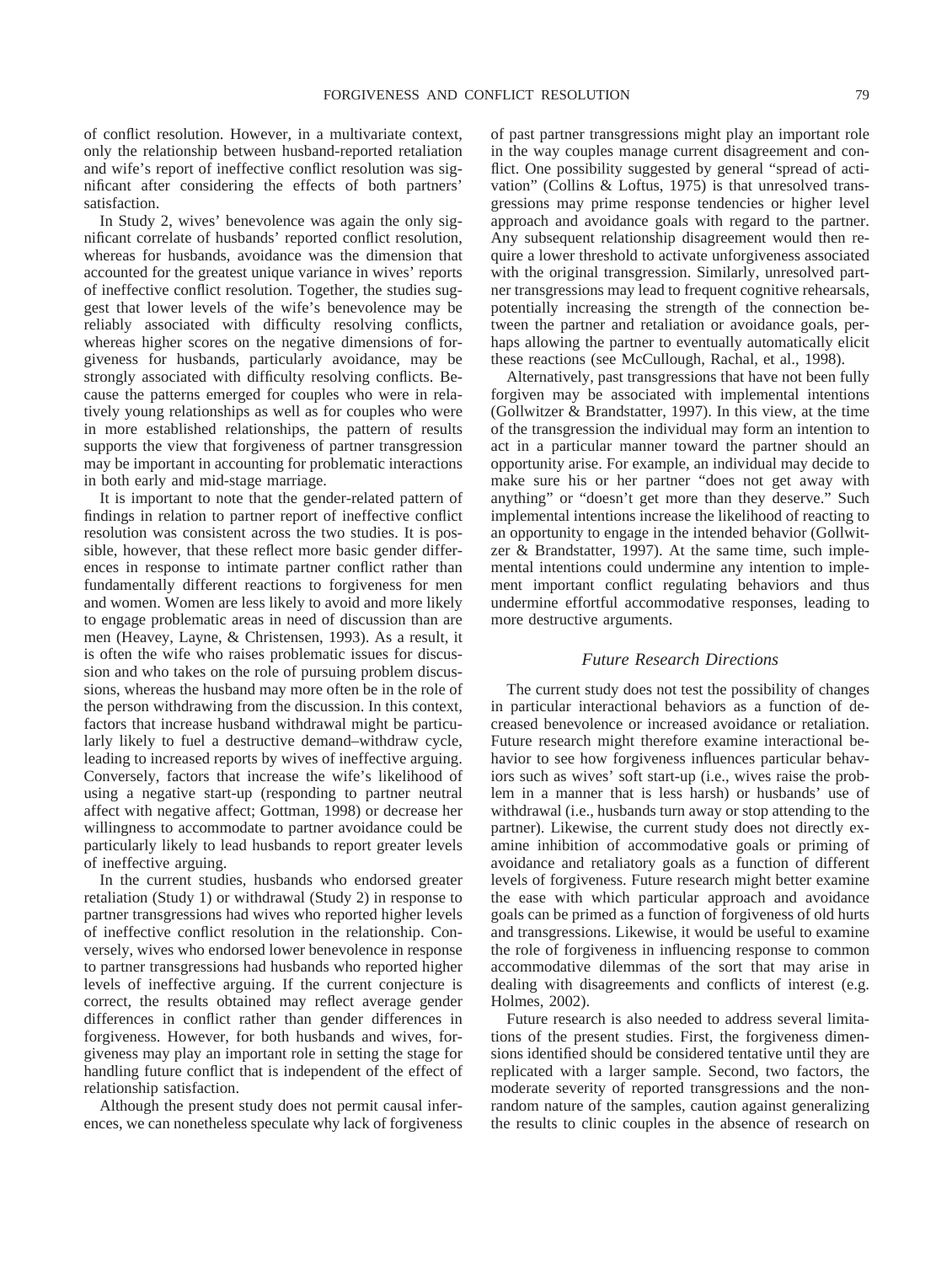of conflict resolution. However, in a multivariate context, only the relationship between husband-reported retaliation and wife's report of ineffective conflict resolution was significant after considering the effects of both partners' satisfaction.

In Study 2, wives' benevolence was again the only significant correlate of husbands' reported conflict resolution, whereas for husbands, avoidance was the dimension that accounted for the greatest unique variance in wives' reports of ineffective conflict resolution. Together, the studies suggest that lower levels of the wife's benevolence may be reliably associated with difficulty resolving conflicts, whereas higher scores on the negative dimensions of forgiveness for husbands, particularly avoidance, may be strongly associated with difficulty resolving conflicts. Because the patterns emerged for couples who were in relatively young relationships as well as for couples who were in more established relationships, the pattern of results supports the view that forgiveness of partner transgression may be important in accounting for problematic interactions in both early and mid-stage marriage.

It is important to note that the gender-related pattern of findings in relation to partner report of ineffective conflict resolution was consistent across the two studies. It is possible, however, that these reflect more basic gender differences in response to intimate partner conflict rather than fundamentally different reactions to forgiveness for men and women. Women are less likely to avoid and more likely to engage problematic areas in need of discussion than are men (Heavey, Layne, & Christensen, 1993). As a result, it is often the wife who raises problematic issues for discussion and who takes on the role of pursuing problem discussions, whereas the husband may more often be in the role of the person withdrawing from the discussion. In this context, factors that increase husband withdrawal might be particularly likely to fuel a destructive demand–withdraw cycle, leading to increased reports by wives of ineffective arguing. Conversely, factors that increase the wife's likelihood of using a negative start-up (responding to partner neutral affect with negative affect; Gottman, 1998) or decrease her willingness to accommodate to partner avoidance could be particularly likely to lead husbands to report greater levels of ineffective arguing.

In the current studies, husbands who endorsed greater retaliation (Study 1) or withdrawal (Study 2) in response to partner transgressions had wives who reported higher levels of ineffective conflict resolution in the relationship. Conversely, wives who endorsed lower benevolence in response to partner transgressions had husbands who reported higher levels of ineffective arguing. If the current conjecture is correct, the results obtained may reflect average gender differences in conflict rather than gender differences in forgiveness. However, for both husbands and wives, forgiveness may play an important role in setting the stage for handling future conflict that is independent of the effect of relationship satisfaction.

Although the present study does not permit causal inferences, we can nonetheless speculate why lack of forgiveness of past partner transgressions might play an important role in the way couples manage current disagreement and conflict. One possibility suggested by general "spread of activation" (Collins & Loftus, 1975) is that unresolved transgressions may prime response tendencies or higher level approach and avoidance goals with regard to the partner. Any subsequent relationship disagreement would then require a lower threshold to activate unforgiveness associated with the original transgression. Similarly, unresolved partner transgressions may lead to frequent cognitive rehearsals, potentially increasing the strength of the connection between the partner and retaliation or avoidance goals, perhaps allowing the partner to eventually automatically elicit these reactions (see McCullough, Rachal, et al., 1998).

Alternatively, past transgressions that have not been fully forgiven may be associated with implemental intentions (Gollwitzer & Brandstatter, 1997). In this view, at the time of the transgression the individual may form an intention to act in a particular manner toward the partner should an opportunity arise. For example, an individual may decide to make sure his or her partner "does not get away with anything" or "doesn't get more than they deserve." Such implemental intentions increase the likelihood of reacting to an opportunity to engage in the intended behavior (Gollwitzer & Brandstatter, 1997). At the same time, such implemental intentions could undermine any intention to implement important conflict regulating behaviors and thus undermine effortful accommodative responses, leading to more destructive arguments.

## *Future Research Directions*

The current study does not test the possibility of changes in particular interactional behaviors as a function of decreased benevolence or increased avoidance or retaliation. Future research might therefore examine interactional behavior to see how forgiveness influences particular behaviors such as wives' soft start-up (i.e., wives raise the problem in a manner that is less harsh) or husbands' use of withdrawal (i.e., husbands turn away or stop attending to the partner). Likewise, the current study does not directly examine inhibition of accommodative goals or priming of avoidance and retaliatory goals as a function of different levels of forgiveness. Future research might better examine the ease with which particular approach and avoidance goals can be primed as a function of forgiveness of old hurts and transgressions. Likewise, it would be useful to examine the role of forgiveness in influencing response to common accommodative dilemmas of the sort that may arise in dealing with disagreements and conflicts of interest (e.g. Holmes, 2002).

Future research is also needed to address several limitations of the present studies. First, the forgiveness dimensions identified should be considered tentative until they are replicated with a larger sample. Second, two factors, the moderate severity of reported transgressions and the nonrandom nature of the samples, caution against generalizing the results to clinic couples in the absence of research on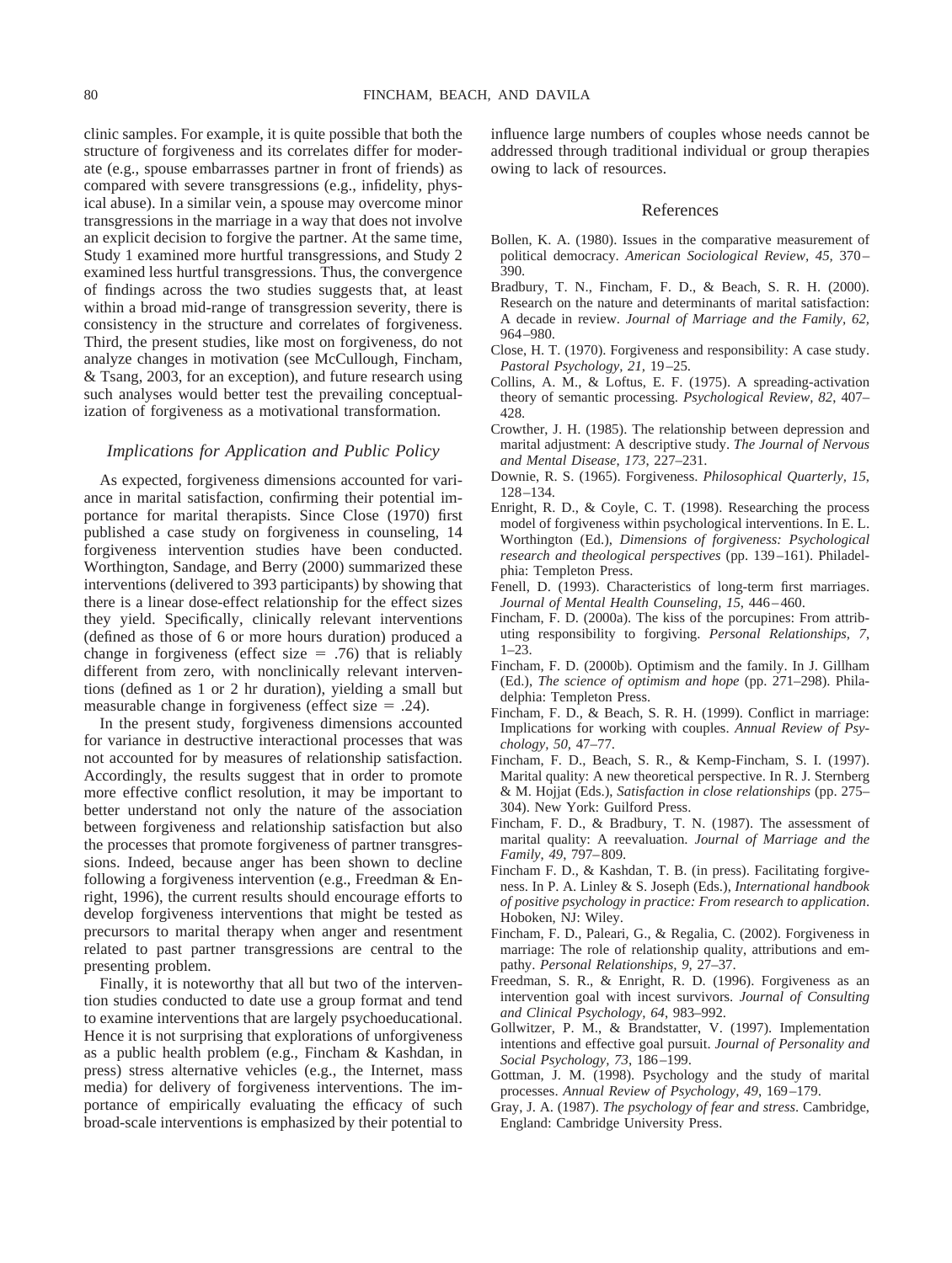clinic samples. For example, it is quite possible that both the structure of forgiveness and its correlates differ for moderate (e.g., spouse embarrasses partner in front of friends) as compared with severe transgressions (e.g., infidelity, physical abuse). In a similar vein, a spouse may overcome minor transgressions in the marriage in a way that does not involve an explicit decision to forgive the partner. At the same time, Study 1 examined more hurtful transgressions, and Study 2 examined less hurtful transgressions. Thus, the convergence of findings across the two studies suggests that, at least within a broad mid-range of transgression severity, there is consistency in the structure and correlates of forgiveness. Third, the present studies, like most on forgiveness, do not analyze changes in motivation (see McCullough, Fincham, & Tsang, 2003, for an exception), and future research using such analyses would better test the prevailing conceptualization of forgiveness as a motivational transformation.

### *Implications for Application and Public Policy*

As expected, forgiveness dimensions accounted for variance in marital satisfaction, confirming their potential importance for marital therapists. Since Close (1970) first published a case study on forgiveness in counseling, 14 forgiveness intervention studies have been conducted. Worthington, Sandage, and Berry (2000) summarized these interventions (delivered to 393 participants) by showing that there is a linear dose-effect relationship for the effect sizes they yield. Specifically, clinically relevant interventions (defined as those of 6 or more hours duration) produced a change in forgiveness (effect size = .76) that is reliably different from zero, with nonclinically relevant interventions (defined as 1 or 2 hr duration), yielding a small but measurable change in forgiveness (effect size = .24).

In the present study, forgiveness dimensions accounted for variance in destructive interactional processes that was not accounted for by measures of relationship satisfaction. Accordingly, the results suggest that in order to promote more effective conflict resolution, it may be important to better understand not only the nature of the association between forgiveness and relationship satisfaction but also the processes that promote forgiveness of partner transgressions. Indeed, because anger has been shown to decline following a forgiveness intervention (e.g., Freedman & Enright, 1996), the current results should encourage efforts to develop forgiveness interventions that might be tested as precursors to marital therapy when anger and resentment related to past partner transgressions are central to the presenting problem.

Finally, it is noteworthy that all but two of the intervention studies conducted to date use a group format and tend to examine interventions that are largely psychoeducational. Hence it is not surprising that explorations of unforgiveness as a public health problem (e.g., Fincham & Kashdan, in press) stress alternative vehicles (e.g., the Internet, mass media) for delivery of forgiveness interventions. The importance of empirically evaluating the efficacy of such broad-scale interventions is emphasized by their potential to influence large numbers of couples whose needs cannot be addressed through traditional individual or group therapies owing to lack of resources.

## References

Bollen, K. A. (1980). Issues in the comparative measurement of political democracy. *American Sociological Review, 45,* 370–390.

Bradbury, T. N., Fincham, F. D., & Beach, S. R. H. (2000). Research on the nature and determinants of marital satisfaction: A decade in review. *Journal of Marriage and the Family, 62,* 964–980.

Close, H. T. (1970). Forgiveness and responsibility: A case study. *Pastoral Psychology, 21,* 19–25.

Collins, A. M., & Loftus, E. F. (1975). A spreading-activation theory of semantic processing. *Psychological Review, 82,* 407–428.

Crowther, J. H. (1985). The relationship between depression and marital adjustment: A descriptive study. *The Journal of Nervous and Mental Disease, 173,* 227–231.

Downie, R. S. (1965). Forgiveness. *Philosophical Quarterly, 15,* 128–134.

Enright, R. D., & Coyle, C. T. (1998). Researching the process model of forgiveness within psychological interventions. In E. L. Worthington (Ed.), *Dimensions of forgiveness: Psychological research and theological perspectives* (pp. 139–161). Philadelphia: Templeton Press.

Fenell, D. (1993). Characteristics of long-term first marriages. *Journal of Mental Health Counseling, 15,* 446–460.

Fincham, F. D. (2000a). The kiss of the porcupines: From attributing responsibility to forgiving. *Personal Relationships, 7,* 1–23.

Fincham, F. D. (2000b). Optimism and the family. In J. Gillham (Ed.), *The science of optimism and hope* (pp. 271–298). Philadelphia: Templeton Press.

Fincham, F. D., & Beach, S. R. H. (1999). Conflict in marriage: Implications for working with couples. *Annual Review of Psychology, 50,* 47–77.

Fincham, F. D., Beach, S. R., & Kemp-Fincham, S. I. (1997). Marital quality: A new theoretical perspective. In R. J. Sternberg & M. Hojjat (Eds.), *Satisfaction in close relationships* (pp. 275–304). New York: Guilford Press.

Fincham, F. D., & Bradbury, T. N. (1987). The assessment of marital quality: A reevaluation. *Journal of Marriage and the Family, 49,* 797–809.

Fincham F. D., & Kashdan, T. B. (in press). Facilitating forgiveness. In P. A. Linley & S. Joseph (Eds.), *International handbook of positive psychology in practice: From research to application*. Hoboken, NJ: Wiley.

Fincham, F. D., Paleari, G., & Regalia, C. (2002). Forgiveness in marriage: The role of relationship quality, attributions and empathy. *Personal Relationships, 9,* 27–37.

Freedman, S. R., & Enright, R. D. (1996). Forgiveness as an intervention goal with incest survivors. *Journal of Consulting and Clinical Psychology, 64,* 983–992.

Gollwitzer, P. M., & Brandstatter, V. (1997). Implementation intentions and effective goal pursuit. *Journal of Personality and Social Psychology, 73,* 186–199.

Gottman, J. M. (1998). Psychology and the study of marital processes. *Annual Review of Psychology, 49,* 169–179.

Gray, J. A. (1987). *The psychology of fear and stress*. Cambridge, England: Cambridge University Press.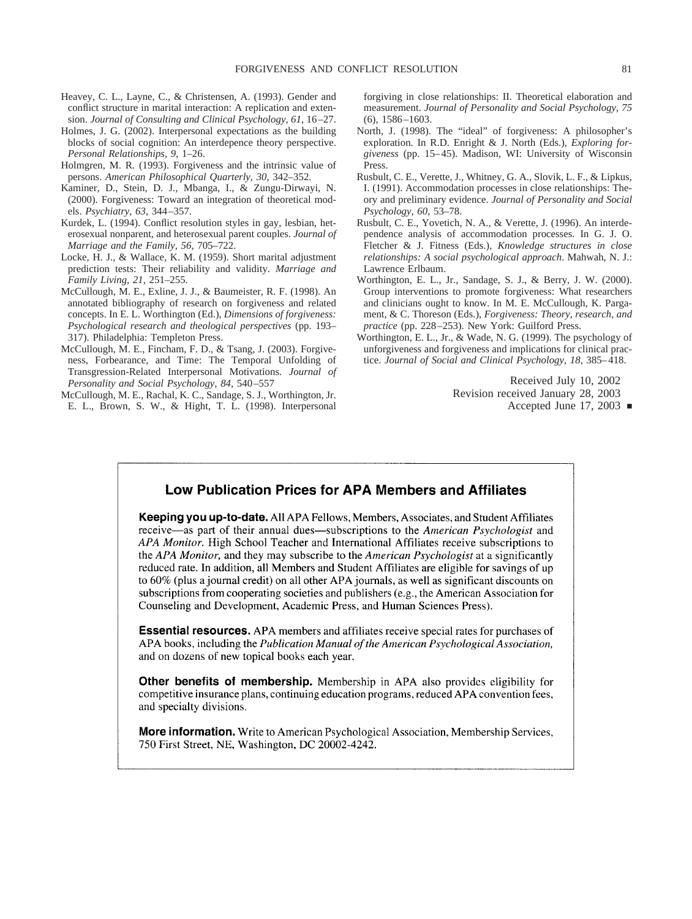Heavey, C. L., Layne, C., & Christensen, A. (1993). Gender and conflict structure in marital interaction: A replication and extension. *Journal of Consulting and Clinical Psychology, 61*, 16–27.

Holmes, J. G. (2002). Interpersonal expectations as the building blocks of social cognition: An interdepence theory perspective. *Personal Relationships, 9*, 1–26.

Holmgren, M. R. (1993). Forgiveness and the intrinsic value of persons. *American Philosophical Quarterly, 30*, 342–352.

Kaminer, D., Stein, D. J., Mbanga, I., & Zungu-Dirwayi, N. (2000). Forgiveness: Toward an integration of theoretical models. *Psychiatry, 63*, 344–357.

Kurdek, L. (1994). Conflict resolution styles in gay, lesbian, heterosexual nonparent, and heterosexual parent couples. *Journal of Marriage and the Family, 56*, 705–722.

Locke, H. J., & Wallace, K. M. (1959). Short marital adjustment prediction tests: Their reliability and validity. *Marriage and Family Living, 21*, 251–255.

McCullough, M. E., Exline, J. J., & Baumeister, R. F. (1998). An annotated bibliography of research on forgiveness and related concepts. In E. L. Worthington (Ed.), *Dimensions of forgiveness: Psychological research and theological perspectives* (pp. 193–317). Philadelphia: Templeton Press.

McCullough, M. E., Fincham, F. D., & Tsang, J. (2003). Forgiveness, Forbearance, and Time: The Temporal Unfolding of Transgression-Related Interpersonal Motivations. *Journal of Personality and Social Psychology, 84*, 540–557

McCullough, M. E., Rachal, K. C., Sandage, S. J., Worthington, Jr. E. L., Brown, S. W., & Hight, T. L. (1998). Interpersonal forgiving in close relationships: II. Theoretical elaboration and measurement. *Journal of Personality and Social Psychology, 75* (6), 1586–1603.

North, J. (1998). The "ideal" of forgiveness: A philosopher's exploration. In R.D. Enright & J. North (Eds.), *Exploring forgiveness* (pp. 15–45). Madison, WI: University of Wisconsin Press.

Rusbult, C. E., Verette, J., Whitney, G. A., Slovik, L. F., & Lipkus, I. (1991). Accommodation processes in close relationships: Theory and preliminary evidence. *Journal of Personality and Social Psychology, 60*, 53–78.

Rusbult, C. E., Yovetich, N. A., & Verette, J. (1996). An interdependence analysis of accommodation processes. In G. J. O. Fletcher & J. Fitness (Eds.), *Knowledge structures in close relationships: A social psychological approach*. Mahwah, N. J.: Lawrence Erlbaum.

Worthington, E. L., Jr., Sandage, S. J., & Berry, J. W. (2000). Group interventions to promote forgiveness: What researchers and clinicians ought to know. In M. E. McCullough, K. Pargament, & C. Thoreson (Eds.), *Forgiveness: Theory, research, and practice* (pp. 228–253). New York: Guilford Press.

Worthington, E. L., Jr., & Wade, N. G. (1999). The psychology of unforgiveness and forgiveness and implications for clinical practice. *Journal of Social and Clinical Psychology, 18*, 385–418.

Received July 10, 2002
Revision received January 28, 2003
Accepted June 17, 2003 ■

## Low Publication Prices for APA Members and Affiliates

**Keeping you up-to-date.** All APA Fellows, Members, Associates, and Student Affiliates receive—as part of their annual dues—subscriptions to the *American Psychologist* and *APA Monitor*. High School Teacher and International Affiliates receive subscriptions to the *APA Monitor*, and they may subscribe to the *American Psychologist* at a significantly reduced rate. In addition, all Members and Student Affiliates are eligible for savings of up to 60% (plus a journal credit) on all other APA journals, as well as significant discounts on subscriptions from cooperating societies and publishers (e.g., the American Association for Counseling and Development, Academic Press, and Human Sciences Press).

**Essential resources.** APA members and affiliates receive special rates for purchases of APA books, including the *Publication Manual of the American Psychological Association*, and on dozens of new topical books each year.

**Other benefits of membership.** Membership in APA also provides eligibility for competitive insurance plans, continuing education programs, reduced APA convention fees, and specialty divisions.

**More information.** Write to American Psychological Association, Membership Services, 750 First Street, NE, Washington, DC 20002-4242.